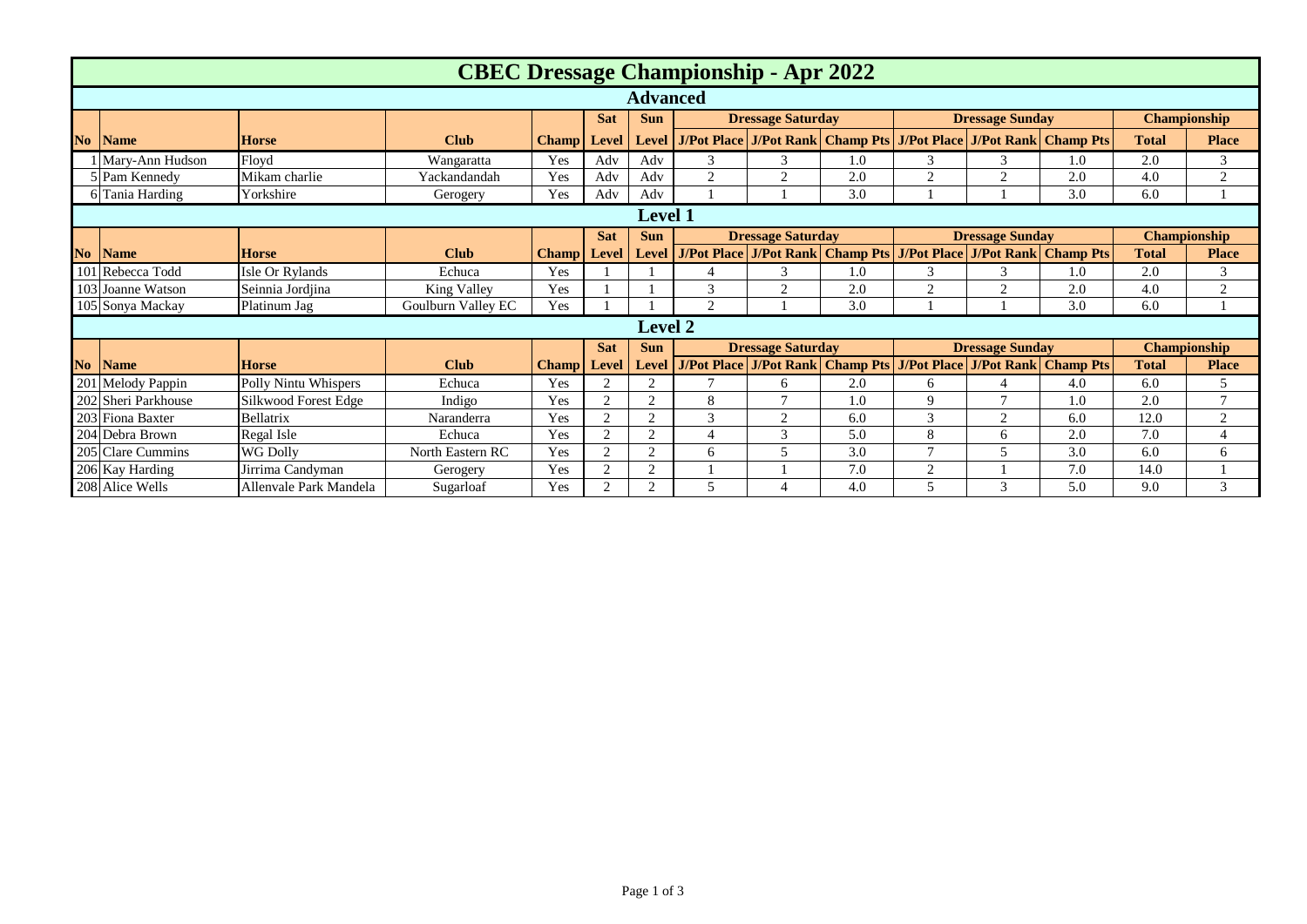# CBEC Dressage Championship - Apr 2022

## Advanced

| No | Name | Horse | Club | Champ | Sat Level | Sun Level | Dressage Saturday J/Pot Place | Dressage Saturday J/Pot Rank | Dressage Saturday Champ Pts | Dressage Sunday J/Pot Place | Dressage Sunday J/Pot Rank | Dressage Sunday Champ Pts | Championship Total | Championship Place |
|---|---|---|---|---|---|---|---|---|---|---|---|---|---|---|
| 1 | Mary-Ann Hudson | Floyd | Wangaratta | Yes | Adv | Adv | 3 | 3 | 1.0 | 3 | 3 | 1.0 | 2.0 | 3 |
| 5 | Pam Kennedy | Mikam charlie | Yackandandah | Yes | Adv | Adv | 2 | 2 | 2.0 | 2 | 2 | 2.0 | 4.0 | 2 |
| 6 | Tania Harding | Yorkshire | Gerogery | Yes | Adv | Adv | 1 | 1 | 3.0 | 1 | 1 | 3.0 | 6.0 | 1 |

## Level 1

| No | Name | Horse | Club | Champ | Sat Level | Sun Level | Dressage Saturday J/Pot Place | Dressage Saturday J/Pot Rank | Dressage Saturday Champ Pts | Dressage Sunday J/Pot Place | Dressage Sunday J/Pot Rank | Dressage Sunday Champ Pts | Championship Total | Championship Place |
|---|---|---|---|---|---|---|---|---|---|---|---|---|---|---|
| 101 | Rebecca Todd | Isle Or Rylands | Echuca | Yes | 1 | 1 | 4 | 3 | 1.0 | 3 | 3 | 1.0 | 2.0 | 3 |
| 103 | Joanne Watson | Seinnia Jordjina | King Valley | Yes | 1 | 1 | 3 | 2 | 2.0 | 2 | 2 | 2.0 | 4.0 | 2 |
| 105 | Sonya Mackay | Platinum Jag | Goulburn Valley EC | Yes | 1 | 1 | 2 | 1 | 3.0 | 1 | 1 | 3.0 | 6.0 | 1 |

## Level 2

| No | Name | Horse | Club | Champ | Sat Level | Sun Level | Dressage Saturday J/Pot Place | Dressage Saturday J/Pot Rank | Dressage Saturday Champ Pts | Dressage Sunday J/Pot Place | Dressage Sunday J/Pot Rank | Dressage Sunday Champ Pts | Championship Total | Championship Place |
|---|---|---|---|---|---|---|---|---|---|---|---|---|---|---|
| 201 | Melody Pappin | Polly Nintu Whispers | Echuca | Yes | 2 | 2 | 7 | 6 | 2.0 | 6 | 4 | 4.0 | 6.0 | 5 |
| 202 | Sheri Parkhouse | Silkwood Forest Edge | Indigo | Yes | 2 | 2 | 8 | 7 | 1.0 | 9 | 7 | 1.0 | 2.0 | 7 |
| 203 | Fiona Baxter | Bellatrix | Naranderra | Yes | 2 | 2 | 3 | 2 | 6.0 | 3 | 2 | 6.0 | 12.0 | 2 |
| 204 | Debra Brown | Regal Isle | Echuca | Yes | 2 | 2 | 4 | 3 | 5.0 | 8 | 6 | 2.0 | 7.0 | 4 |
| 205 | Clare Cummins | WG Dolly | North Eastern RC | Yes | 2 | 2 | 6 | 5 | 3.0 | 7 | 5 | 3.0 | 6.0 | 6 |
| 206 | Kay Harding | Jirrima Candyman | Gerogery | Yes | 2 | 2 | 1 | 1 | 7.0 | 2 | 1 | 7.0 | 14.0 | 1 |
| 208 | Alice Wells | Allenvale Park Mandela | Sugarloaf | Yes | 2 | 2 | 5 | 4 | 4.0 | 5 | 3 | 5.0 | 9.0 | 3 |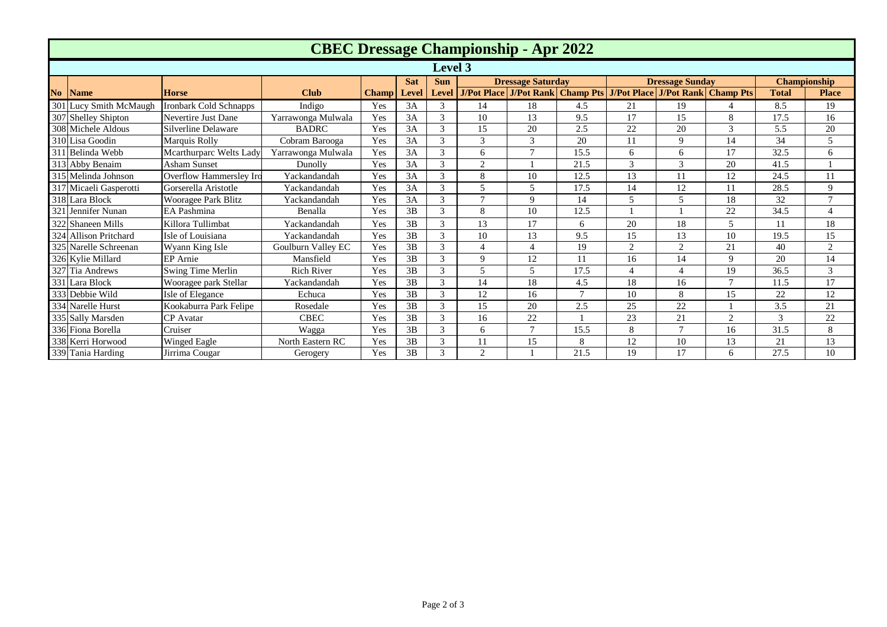# CBEC Dressage Championship - Apr 2022

## Level 3

| No | Name | Horse | Club | Champ | Sat Level | Sun Level | Dressage Saturday | | | Dressage Sunday | | | Championship | |
|---|---|---|---|---|---|---|---|---|---|---|---|---|---|---|
| | | | | | | | J/Pot Place | J/Pot Rank | Champ Pts | J/Pot Place | J/Pot Rank | Champ Pts | Total | Place |
| 301 | Lucy Smith McMaugh | Ironbark Cold Schnapps | Indigo | Yes | 3A | 3 | 14 | 18 | 4.5 | 21 | 19 | 4 | 8.5 | 19 |
| 307 | Shelley Shipton | Nevertire Just Dane | Yarrawonga Mulwala | Yes | 3A | 3 | 10 | 13 | 9.5 | 17 | 15 | 8 | 17.5 | 16 |
| 308 | Michele Aldous | Silverline Delaware | BADRC | Yes | 3A | 3 | 15 | 20 | 2.5 | 22 | 20 | 3 | 5.5 | 20 |
| 310 | Lisa Goodin | Marquis Rolly | Cobram Barooga | Yes | 3A | 3 | 3 | 3 | 20 | 11 | 9 | 14 | 34 | 5 |
| 311 | Belinda Webb | Mcarthurparc Welts Lady | Yarrawonga Mulwala | Yes | 3A | 3 | 6 | 7 | 15.5 | 6 | 6 | 17 | 32.5 | 6 |
| 313 | Abby Benaim | Asham Sunset | Dunolly | Yes | 3A | 3 | 2 | 1 | 21.5 | 3 | 3 | 20 | 41.5 | 1 |
| 315 | Melinda Johnson | Overflow Hammersley Iro | Yackandandah | Yes | 3A | 3 | 8 | 10 | 12.5 | 13 | 11 | 12 | 24.5 | 11 |
| 317 | Micaeli Gasperotti | Gorserella Aristotle | Yackandandah | Yes | 3A | 3 | 5 | 5 | 17.5 | 14 | 12 | 11 | 28.5 | 9 |
| 318 | Lara Block | Wooragee Park Blitz | Yackandandah | Yes | 3A | 3 | 7 | 9 | 14 | 5 | 5 | 18 | 32 | 7 |
| 321 | Jennifer Nunan | EA Pashmina | Benalla | Yes | 3B | 3 | 8 | 10 | 12.5 | 1 | 1 | 22 | 34.5 | 4 |
| 322 | Shaneen Mills | Killora Tullimbat | Yackandandah | Yes | 3B | 3 | 13 | 17 | 6 | 20 | 18 | 5 | 11 | 18 |
| 324 | Allison Pritchard | Isle of Louisiana | Yackandandah | Yes | 3B | 3 | 10 | 13 | 9.5 | 15 | 13 | 10 | 19.5 | 15 |
| 325 | Narelle Schreenan | Wyann King Isle | Goulburn Valley EC | Yes | 3B | 3 | 4 | 4 | 19 | 2 | 2 | 21 | 40 | 2 |
| 326 | Kylie Millard | EP Arnie | Mansfield | Yes | 3B | 3 | 9 | 12 | 11 | 16 | 14 | 9 | 20 | 14 |
| 327 | Tia Andrews | Swing Time Merlin | Rich River | Yes | 3B | 3 | 5 | 5 | 17.5 | 4 | 4 | 19 | 36.5 | 3 |
| 331 | Lara Block | Wooragee park Stellar | Yackandandah | Yes | 3B | 3 | 14 | 18 | 4.5 | 18 | 16 | 7 | 11.5 | 17 |
| 333 | Debbie Wild | Isle of Elegance | Echuca | Yes | 3B | 3 | 12 | 16 | 7 | 10 | 8 | 15 | 22 | 12 |
| 334 | Narelle Hurst | Kookaburra Park Felipe | Rosedale | Yes | 3B | 3 | 15 | 20 | 2.5 | 25 | 22 | 1 | 3.5 | 21 |
| 335 | Sally Marsden | CP Avatar | CBEC | Yes | 3B | 3 | 16 | 22 | 1 | 23 | 21 | 2 | 3 | 22 |
| 336 | Fiona Borella | Cruiser | Wagga | Yes | 3B | 3 | 6 | 7 | 15.5 | 8 | 7 | 16 | 31.5 | 8 |
| 338 | Kerri Horwood | Winged Eagle | North Eastern RC | Yes | 3B | 3 | 11 | 15 | 8 | 12 | 10 | 13 | 21 | 13 |
| 339 | Tania Harding | Jirrima Cougar | Gerogery | Yes | 3B | 3 | 2 | 1 | 21.5 | 19 | 17 | 6 | 27.5 | 10 |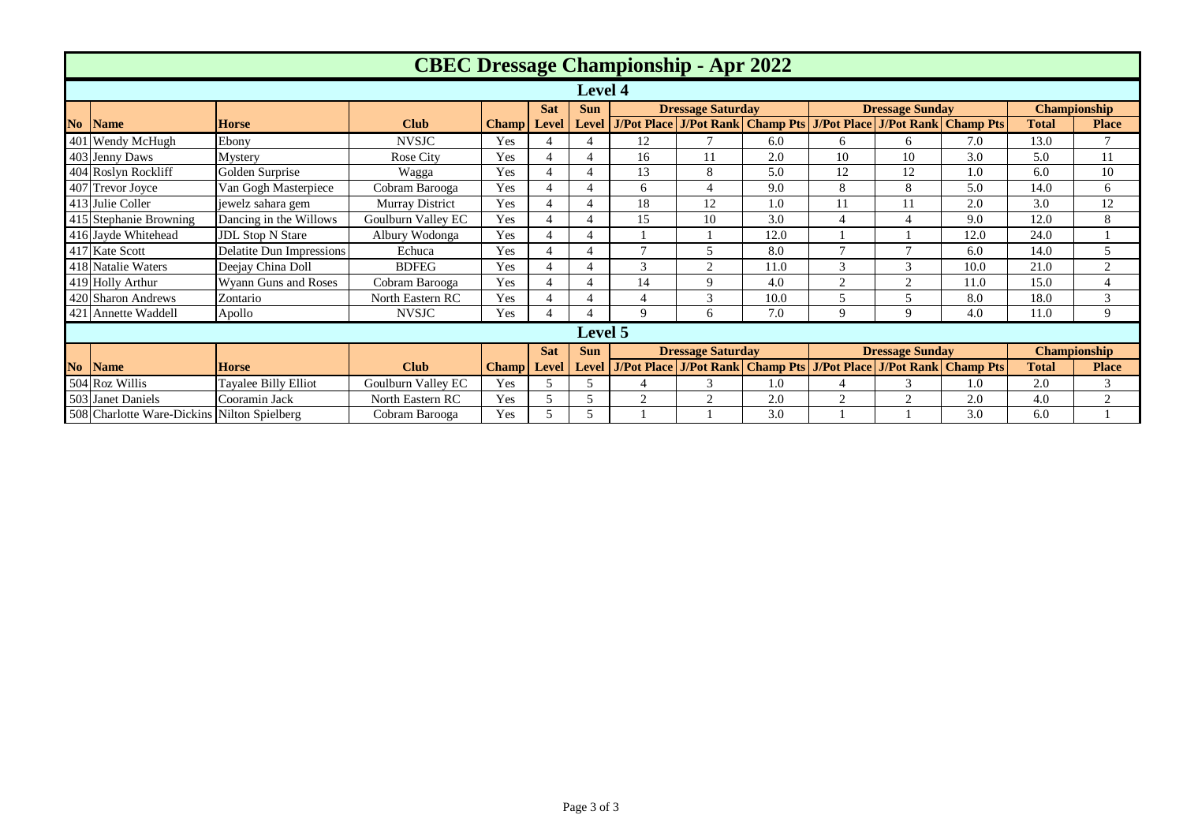# CBEC Dressage Championship - Apr 2022

## Level 4

| | | | | | Sat | Sun | Dressage Saturday | | | Dressage Sunday | | | Championship | |
|---|---|---|---|---|---|---|---|---|---|---|---|---|---|---|
| No | Name | Horse | Club | Champ | Level | Level | J/Pot Place | J/Pot Rank | Champ Pts | J/Pot Place | J/Pot Rank | Champ Pts | Total | Place |
| 401 | Wendy McHugh | Ebony | NVSJC | Yes | 4 | 4 | 12 | 7 | 6.0 | 6 | 6 | 7.0 | 13.0 | 7 |
| 403 | Jenny Daws | Mystery | Rose City | Yes | 4 | 4 | 16 | 11 | 2.0 | 10 | 10 | 3.0 | 5.0 | 11 |
| 404 | Roslyn Rockliff | Golden Surprise | Wagga | Yes | 4 | 4 | 13 | 8 | 5.0 | 12 | 12 | 1.0 | 6.0 | 10 |
| 407 | Trevor Joyce | Van Gogh Masterpiece | Cobram Barooga | Yes | 4 | 4 | 6 | 4 | 9.0 | 8 | 8 | 5.0 | 14.0 | 6 |
| 413 | Julie Coller | jewelz sahara gem | Murray District | Yes | 4 | 4 | 18 | 12 | 1.0 | 11 | 11 | 2.0 | 3.0 | 12 |
| 415 | Stephanie Browning | Dancing in the Willows | Goulburn Valley EC | Yes | 4 | 4 | 15 | 10 | 3.0 | 4 | 4 | 9.0 | 12.0 | 8 |
| 416 | Jayde Whitehead | JDL Stop N Stare | Albury Wodonga | Yes | 4 | 4 | 1 | 1 | 12.0 | 1 | 1 | 12.0 | 24.0 | 1 |
| 417 | Kate Scott | Delatite Dun Impressions | Echuca | Yes | 4 | 4 | 7 | 5 | 8.0 | 7 | 7 | 6.0 | 14.0 | 5 |
| 418 | Natalie Waters | Deejay China Doll | BDFEG | Yes | 4 | 4 | 3 | 2 | 11.0 | 3 | 3 | 10.0 | 21.0 | 2 |
| 419 | Holly Arthur | Wyann Guns and Roses | Cobram Barooga | Yes | 4 | 4 | 14 | 9 | 4.0 | 2 | 2 | 11.0 | 15.0 | 4 |
| 420 | Sharon Andrews | Zontario | North Eastern RC | Yes | 4 | 4 | 4 | 3 | 10.0 | 5 | 5 | 8.0 | 18.0 | 3 |
| 421 | Annette Waddell | Apollo | NVSJC | Yes | 4 | 4 | 9 | 6 | 7.0 | 9 | 9 | 4.0 | 11.0 | 9 |

## Level 5

| | | | | | Sat | Sun | Dressage Saturday | | | Dressage Sunday | | | Championship | |
|---|---|---|---|---|---|---|---|---|---|---|---|---|---|---|
| No | Name | Horse | Club | Champ | Level | Level | J/Pot Place | J/Pot Rank | Champ Pts | J/Pot Place | J/Pot Rank | Champ Pts | Total | Place |
| 504 | Roz Willis | Tayalee Billy Elliot | Goulburn Valley EC | Yes | 5 | 5 | 4 | 3 | 1.0 | 4 | 3 | 1.0 | 2.0 | 3 |
| 503 | Janet Daniels | Cooramin Jack | North Eastern RC | Yes | 5 | 5 | 2 | 2 | 2.0 | 2 | 2 | 2.0 | 4.0 | 2 |
| 508 | Charlotte Ware-Dickins | Nilton Spielberg | Cobram Barooga | Yes | 5 | 5 | 1 | 1 | 3.0 | 1 | 1 | 3.0 | 6.0 | 1 |